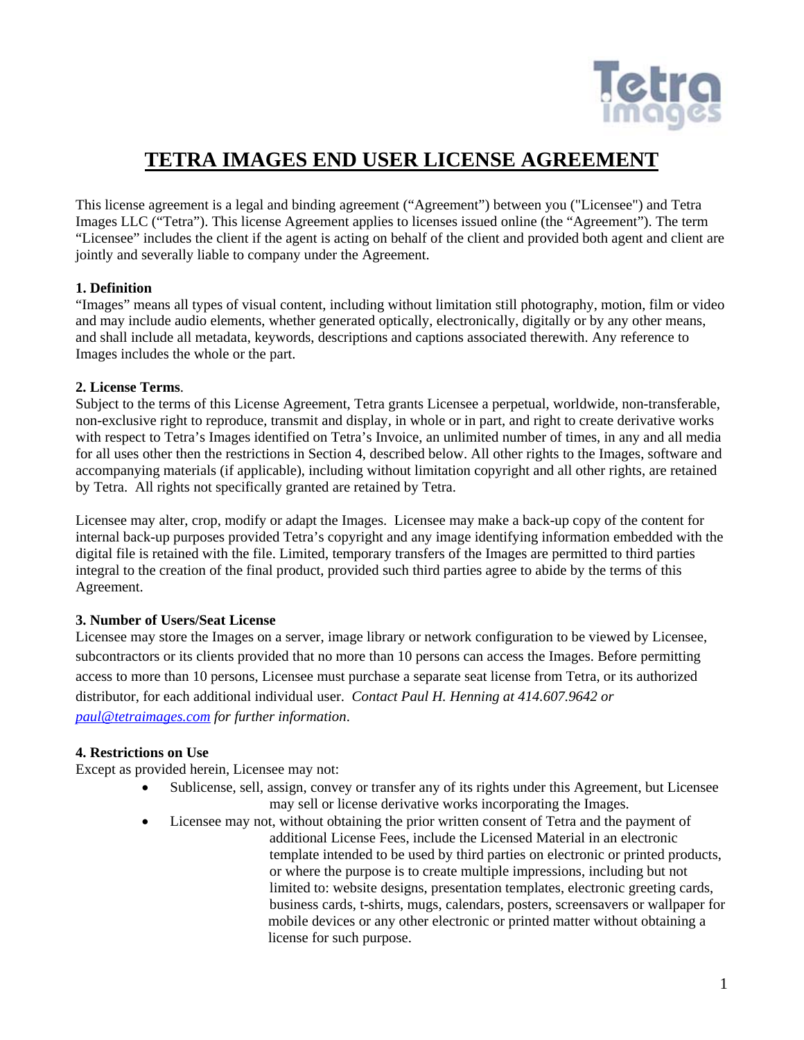# TETRA IMAGES END USER LICENSE AGREEMENT

This license agreement is a legal and binding agreement ("Agreement") between you ("Licensee") and Tetra Images LLC ("Tetra"). This license Agreement applies to licenses issued online (the "Agreement"). The term "Licensee" includes the client if the agent is acting on behalf of the client and provided both agent and client are jointly and severally liable to company under the Agreement.

**1. Definition**

"Images" means all types of visual content, including without limitation still photography, motion, film or video and may include audio elements, whether generated optically, electronically, digitally or by any other means, and shall include all metadata, keywords, descriptions and captions associated therewith. Any reference to Images includes the whole or the part.

**2. License Terms**.

Subject to the terms of this License Agreement, Tetra grants Licensee a perpetual, worldwide, non-transferable, non-exclusive right to reproduce, transmit and display, in whole or in part, and right to create derivative works with respect to Tetra's Images identified on Tetra's Invoice, an unlimited number of times, in any and all media for all uses other then the restrictions in Section 4, described below. All other rights to the Images, software and accompanying materials (if applicable), including without limitation copyright and all other rights, are retained by Tetra. All rights not specifically granted are retained by Tetra.

Licensee may alter, crop, modify or adapt the Images. Licensee may make a back-up copy of the content for internal back-up purposes provided Tetra's copyright and any image identifying information embedded with the digital file is retained with the file. Limited, temporary transfers of the Images are permitted to third parties integral to the creation of the final product, provided such third parties agree to abide by the terms of this Agreement.

**3. Number of Users/Seat License**

Licensee may store the Images on a server, image library or network configuration to be viewed by Licensee, subcontractors or its clients provided that no more than 10 persons can access the Images. Before permitting access to more than 10 persons, Licensee must purchase a separate seat license from Tetra, or its authorized distributor, for each additional individual user. *Contact Paul H. Henning at 414.607.9642 or paul@tetraimages.com for further information*.

**4. Restrictions on Use**

Except as provided herein, Licensee may not:

- Sublicense, sell, assign, convey or transfer any of its rights under this Agreement, but Licensee may sell or license derivative works incorporating the Images.
- Licensee may not, without obtaining the prior written consent of Tetra and the payment of additional License Fees, include the Licensed Material in an electronic template intended to be used by third parties on electronic or printed products, or where the purpose is to create multiple impressions, including but not limited to: website designs, presentation templates, electronic greeting cards, business cards, t-shirts, mugs, calendars, posters, screensavers or wallpaper for mobile devices or any other electronic or printed matter without obtaining a license for such purpose.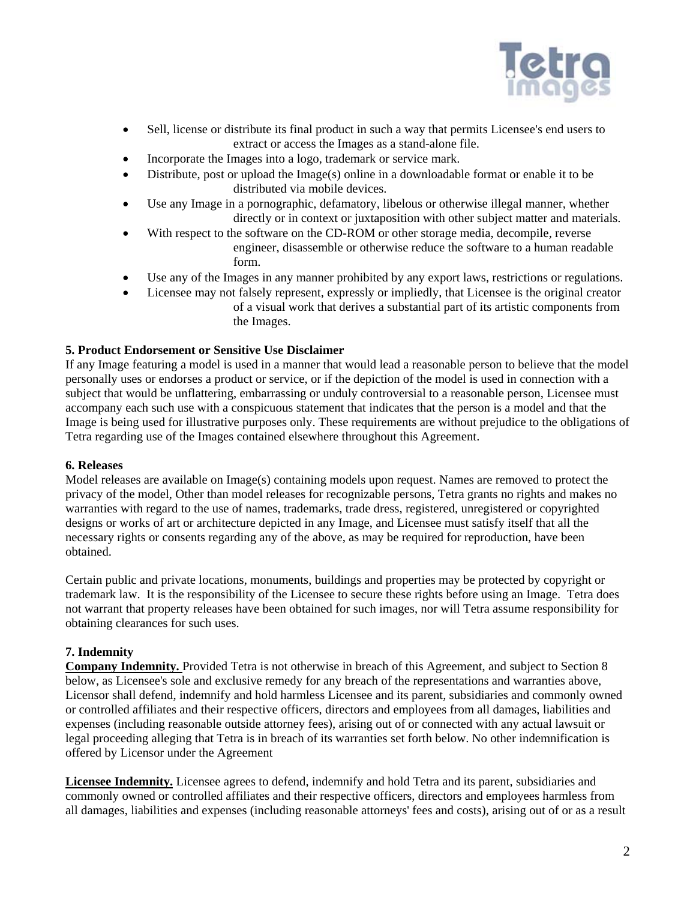- Sell, license or distribute its final product in such a way that permits Licensee's end users to extract or access the Images as a stand-alone file.
- Incorporate the Images into a logo, trademark or service mark.
- Distribute, post or upload the Image(s) online in a downloadable format or enable it to be distributed via mobile devices.
- Use any Image in a pornographic, defamatory, libelous or otherwise illegal manner, whether directly or in context or juxtaposition with other subject matter and materials.
- With respect to the software on the CD-ROM or other storage media, decompile, reverse engineer, disassemble or otherwise reduce the software to a human readable form.
- Use any of the Images in any manner prohibited by any export laws, restrictions or regulations.
- Licensee may not falsely represent, expressly or impliedly, that Licensee is the original creator of a visual work that derives a substantial part of its artistic components from the Images.

**5. Product Endorsement or Sensitive Use Disclaimer**

If any Image featuring a model is used in a manner that would lead a reasonable person to believe that the model personally uses or endorses a product or service, or if the depiction of the model is used in connection with a subject that would be unflattering, embarrassing or unduly controversial to a reasonable person, Licensee must accompany each such use with a conspicuous statement that indicates that the person is a model and that the Image is being used for illustrative purposes only. These requirements are without prejudice to the obligations of Tetra regarding use of the Images contained elsewhere throughout this Agreement.

**6. Releases**

Model releases are available on Image(s) containing models upon request. Names are removed to protect the privacy of the model, Other than model releases for recognizable persons, Tetra grants no rights and makes no warranties with regard to the use of names, trademarks, trade dress, registered, unregistered or copyrighted designs or works of art or architecture depicted in any Image, and Licensee must satisfy itself that all the necessary rights or consents regarding any of the above, as may be required for reproduction, have been obtained.

Certain public and private locations, monuments, buildings and properties may be protected by copyright or trademark law. It is the responsibility of the Licensee to secure these rights before using an Image. Tetra does not warrant that property releases have been obtained for such images, nor will Tetra assume responsibility for obtaining clearances for such uses.

**7. Indemnity**

**Company Indemnity.** Provided Tetra is not otherwise in breach of this Agreement, and subject to Section 8 below, as Licensee's sole and exclusive remedy for any breach of the representations and warranties above, Licensor shall defend, indemnify and hold harmless Licensee and its parent, subsidiaries and commonly owned or controlled affiliates and their respective officers, directors and employees from all damages, liabilities and expenses (including reasonable outside attorney fees), arising out of or connected with any actual lawsuit or legal proceeding alleging that Tetra is in breach of its warranties set forth below. No other indemnification is offered by Licensor under the Agreement

**Licensee Indemnity.** Licensee agrees to defend, indemnify and hold Tetra and its parent, subsidiaries and commonly owned or controlled affiliates and their respective officers, directors and employees harmless from all damages, liabilities and expenses (including reasonable attorneys' fees and costs), arising out of or as a result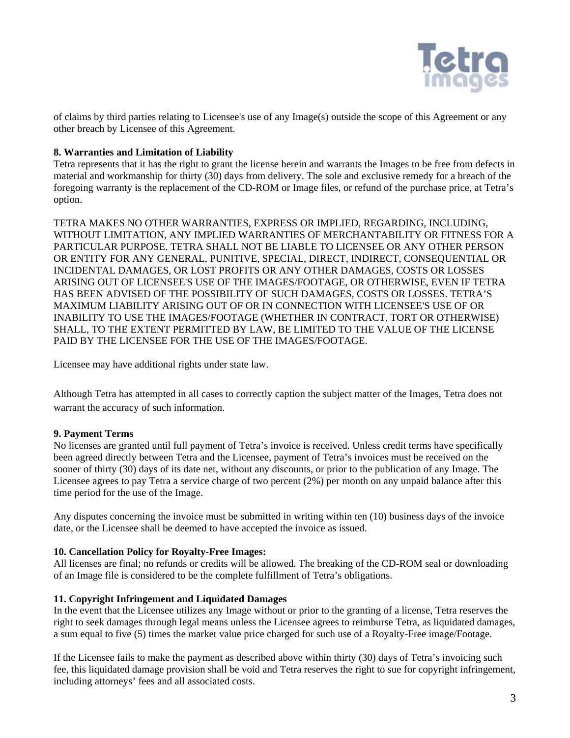of claims by third parties relating to Licensee's use of any Image(s) outside the scope of this Agreement or any other breach by Licensee of this Agreement.

**8. Warranties and Limitation of Liability**

Tetra represents that it has the right to grant the license herein and warrants the Images to be free from defects in material and workmanship for thirty (30) days from delivery. The sole and exclusive remedy for a breach of the foregoing warranty is the replacement of the CD-ROM or Image files, or refund of the purchase price, at Tetra's option.

TETRA MAKES NO OTHER WARRANTIES, EXPRESS OR IMPLIED, REGARDING, INCLUDING, WITHOUT LIMITATION, ANY IMPLIED WARRANTIES OF MERCHANTABILITY OR FITNESS FOR A PARTICULAR PURPOSE. TETRA SHALL NOT BE LIABLE TO LICENSEE OR ANY OTHER PERSON OR ENTITY FOR ANY GENERAL, PUNITIVE, SPECIAL, DIRECT, INDIRECT, CONSEQUENTIAL OR INCIDENTAL DAMAGES, OR LOST PROFITS OR ANY OTHER DAMAGES, COSTS OR LOSSES ARISING OUT OF LICENSEE'S USE OF THE IMAGES/FOOTAGE, OR OTHERWISE, EVEN IF TETRA HAS BEEN ADVISED OF THE POSSIBILITY OF SUCH DAMAGES, COSTS OR LOSSES. TETRA'S MAXIMUM LIABILITY ARISING OUT OF OR IN CONNECTION WITH LICENSEE'S USE OF OR INABILITY TO USE THE IMAGES/FOOTAGE (WHETHER IN CONTRACT, TORT OR OTHERWISE) SHALL, TO THE EXTENT PERMITTED BY LAW, BE LIMITED TO THE VALUE OF THE LICENSE PAID BY THE LICENSEE FOR THE USE OF THE IMAGES/FOOTAGE.

Licensee may have additional rights under state law.

Although Tetra has attempted in all cases to correctly caption the subject matter of the Images, Tetra does not warrant the accuracy of such information.

**9. Payment Terms**

No licenses are granted until full payment of Tetra's invoice is received. Unless credit terms have specifically been agreed directly between Tetra and the Licensee, payment of Tetra's invoices must be received on the sooner of thirty (30) days of its date net, without any discounts, or prior to the publication of any Image. The Licensee agrees to pay Tetra a service charge of two percent (2%) per month on any unpaid balance after this time period for the use of the Image.

Any disputes concerning the invoice must be submitted in writing within ten (10) business days of the invoice date, or the Licensee shall be deemed to have accepted the invoice as issued.

**10. Cancellation Policy for Royalty-Free Images:**

All licenses are final; no refunds or credits will be allowed. The breaking of the CD-ROM seal or downloading of an Image file is considered to be the complete fulfillment of Tetra's obligations.

**11. Copyright Infringement and Liquidated Damages**

In the event that the Licensee utilizes any Image without or prior to the granting of a license, Tetra reserves the right to seek damages through legal means unless the Licensee agrees to reimburse Tetra, as liquidated damages, a sum equal to five (5) times the market value price charged for such use of a Royalty-Free image/Footage.

If the Licensee fails to make the payment as described above within thirty (30) days of Tetra's invoicing such fee, this liquidated damage provision shall be void and Tetra reserves the right to sue for copyright infringement, including attorneys' fees and all associated costs.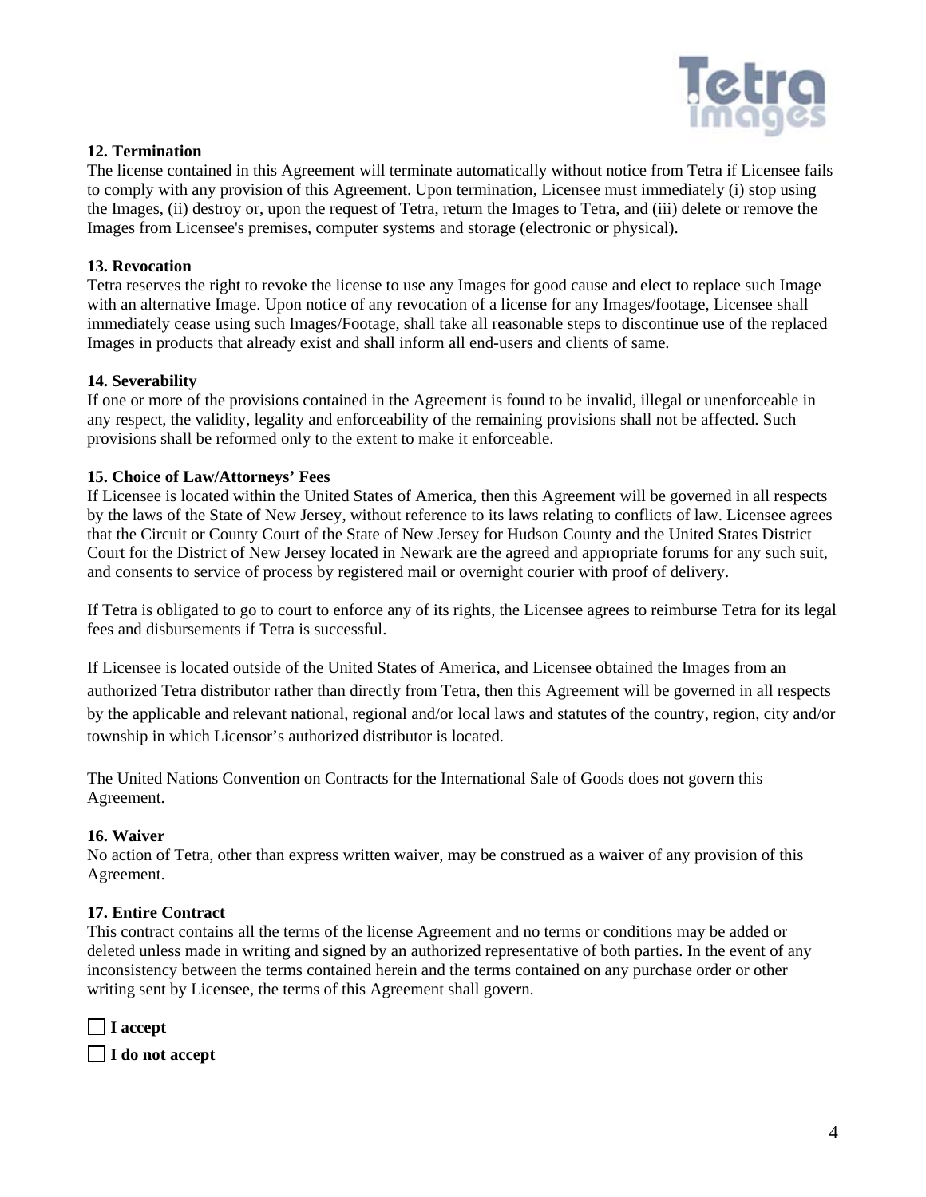**12. Termination**
The license contained in this Agreement will terminate automatically without notice from Tetra if Licensee fails to comply with any provision of this Agreement. Upon termination, Licensee must immediately (i) stop using the Images, (ii) destroy or, upon the request of Tetra, return the Images to Tetra, and (iii) delete or remove the Images from Licensee's premises, computer systems and storage (electronic or physical).

**13. Revocation**
Tetra reserves the right to revoke the license to use any Images for good cause and elect to replace such Image with an alternative Image. Upon notice of any revocation of a license for any Images/footage, Licensee shall immediately cease using such Images/Footage, shall take all reasonable steps to discontinue use of the replaced Images in products that already exist and shall inform all end-users and clients of same.

**14. Severability**
If one or more of the provisions contained in the Agreement is found to be invalid, illegal or unenforceable in any respect, the validity, legality and enforceability of the remaining provisions shall not be affected. Such provisions shall be reformed only to the extent to make it enforceable.

**15. Choice of Law/Attorneys' Fees**
If Licensee is located within the United States of America, then this Agreement will be governed in all respects by the laws of the State of New Jersey, without reference to its laws relating to conflicts of law. Licensee agrees that the Circuit or County Court of the State of New Jersey for Hudson County and the United States District Court for the District of New Jersey located in Newark are the agreed and appropriate forums for any such suit, and consents to service of process by registered mail or overnight courier with proof of delivery.

If Tetra is obligated to go to court to enforce any of its rights, the Licensee agrees to reimburse Tetra for its legal fees and disbursements if Tetra is successful.

If Licensee is located outside of the United States of America, and Licensee obtained the Images from an authorized Tetra distributor rather than directly from Tetra, then this Agreement will be governed in all respects by the applicable and relevant national, regional and/or local laws and statutes of the country, region, city and/or township in which Licensor's authorized distributor is located.

The United Nations Convention on Contracts for the International Sale of Goods does not govern this Agreement.

**16. Waiver**
No action of Tetra, other than express written waiver, may be construed as a waiver of any provision of this Agreement.

**17. Entire Contract**
This contract contains all the terms of the license Agreement and no terms or conditions may be added or deleted unless made in writing and signed by an authorized representative of both parties. In the event of any inconsistency between the terms contained herein and the terms contained on any purchase order or other writing sent by Licensee, the terms of this Agreement shall govern.

☐ **I accept**

☐ **I do not accept**